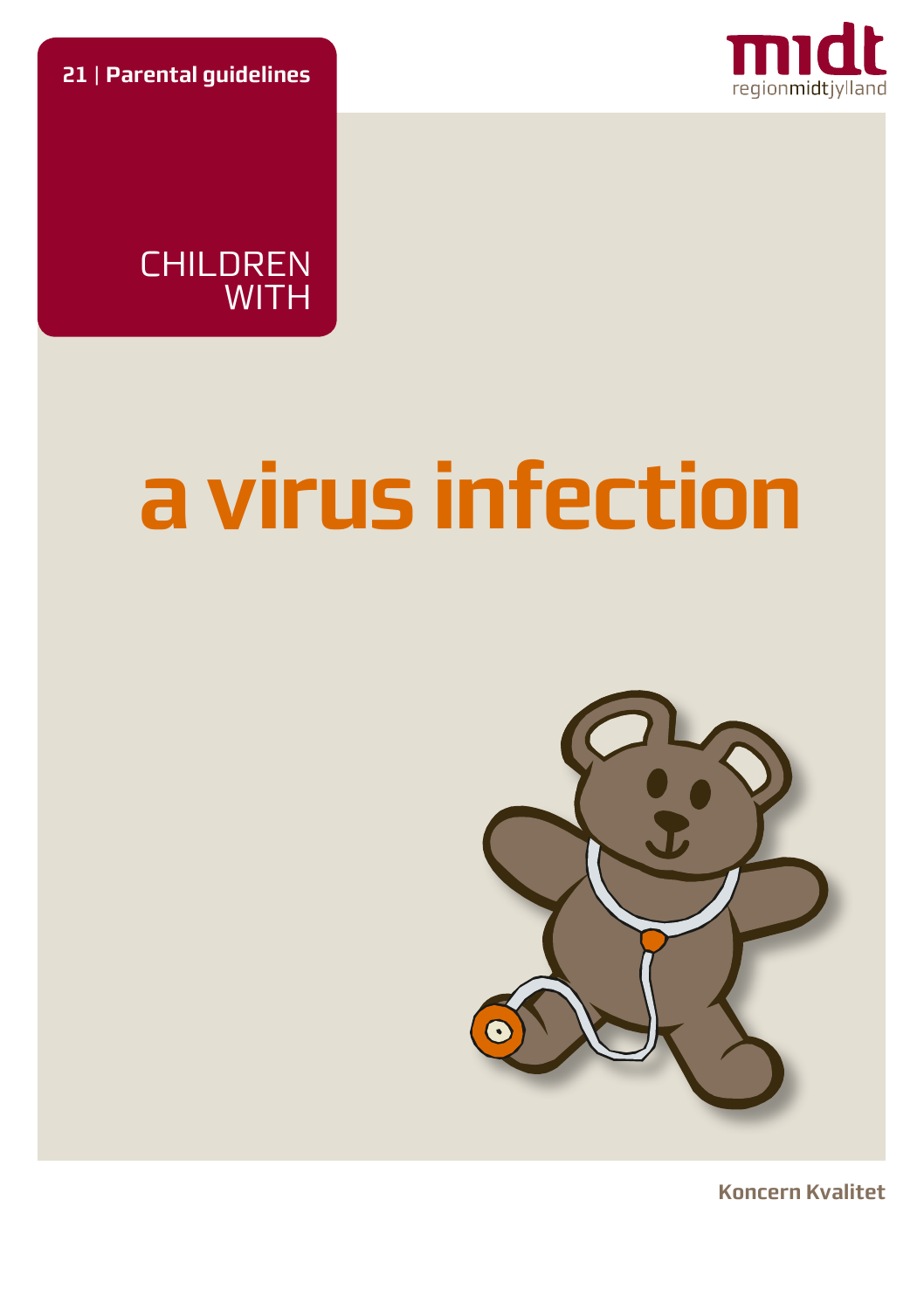**21** | **Parental guidelines**

midt
regionmidtjylland

CHILDREN WITH

# a virus infection

**Koncern Kvalitet**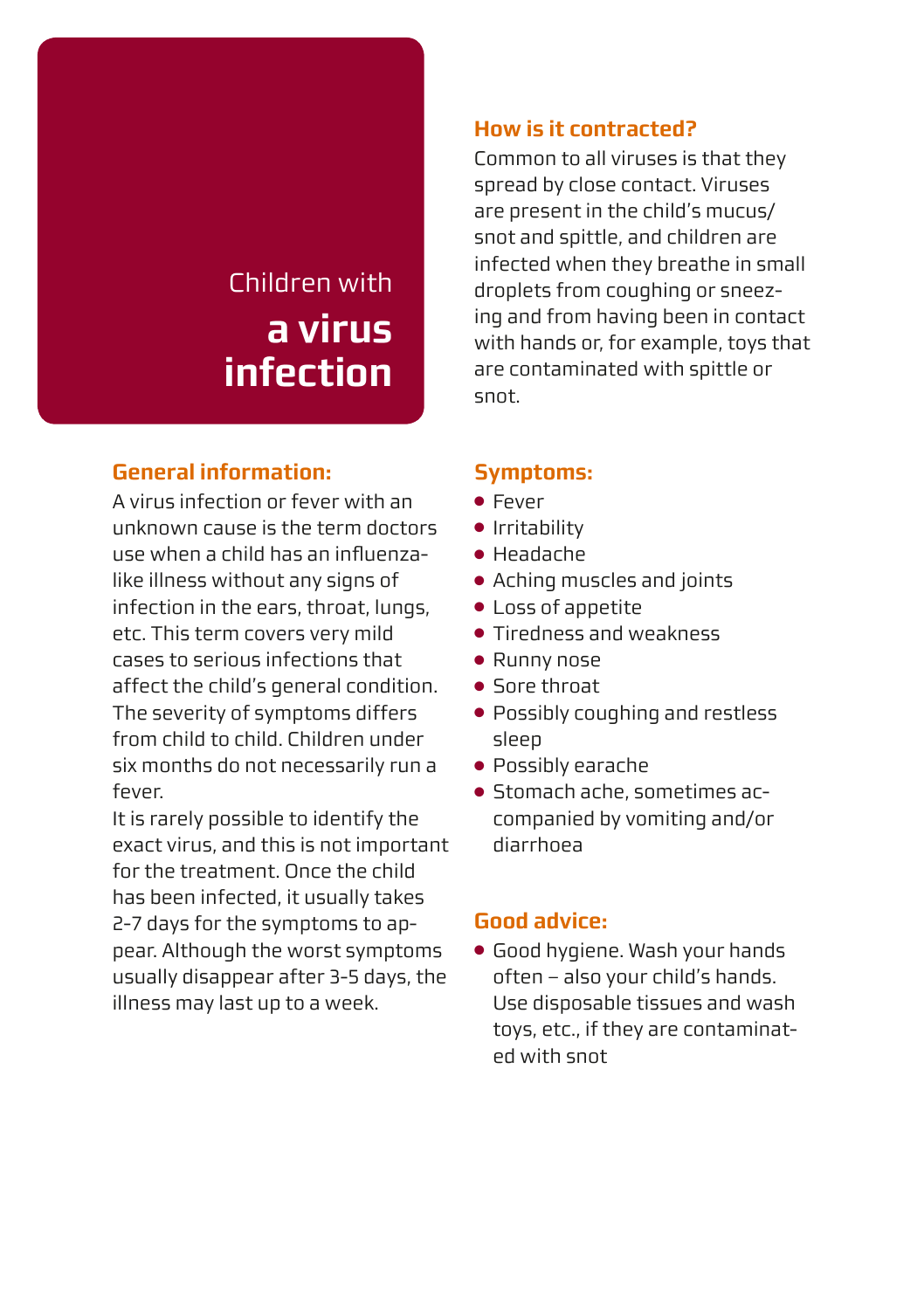# Children with **a virus infection**

## General information:

A virus infection or fever with an unknown cause is the term doctors use when a child has an influenza-like illness without any signs of infection in the ears, throat, lungs, etc. This term covers very mild cases to serious infections that affect the child's general condition. The severity of symptoms differs from child to child. Children under six months do not necessarily run a fever.

It is rarely possible to identify the exact virus, and this is not important for the treatment. Once the child has been infected, it usually takes 2-7 days for the symptoms to appear. Although the worst symptoms usually disappear after 3-5 days, the illness may last up to a week.

## How is it contracted?

Common to all viruses is that they spread by close contact. Viruses are present in the child's mucus/snot and spittle, and children are infected when they breathe in small droplets from coughing or sneezing and from having been in contact with hands or, for example, toys that are contaminated with spittle or snot.

## Symptoms:

- Fever
- Irritability
- Headache
- Aching muscles and joints
- Loss of appetite
- Tiredness and weakness
- Runny nose
- Sore throat
- Possibly coughing and restless sleep
- Possibly earache
- Stomach ache, sometimes accompanied by vomiting and/or diarrhoea

## Good advice:

- Good hygiene. Wash your hands often – also your child's hands. Use disposable tissues and wash toys, etc., if they are contaminated with snot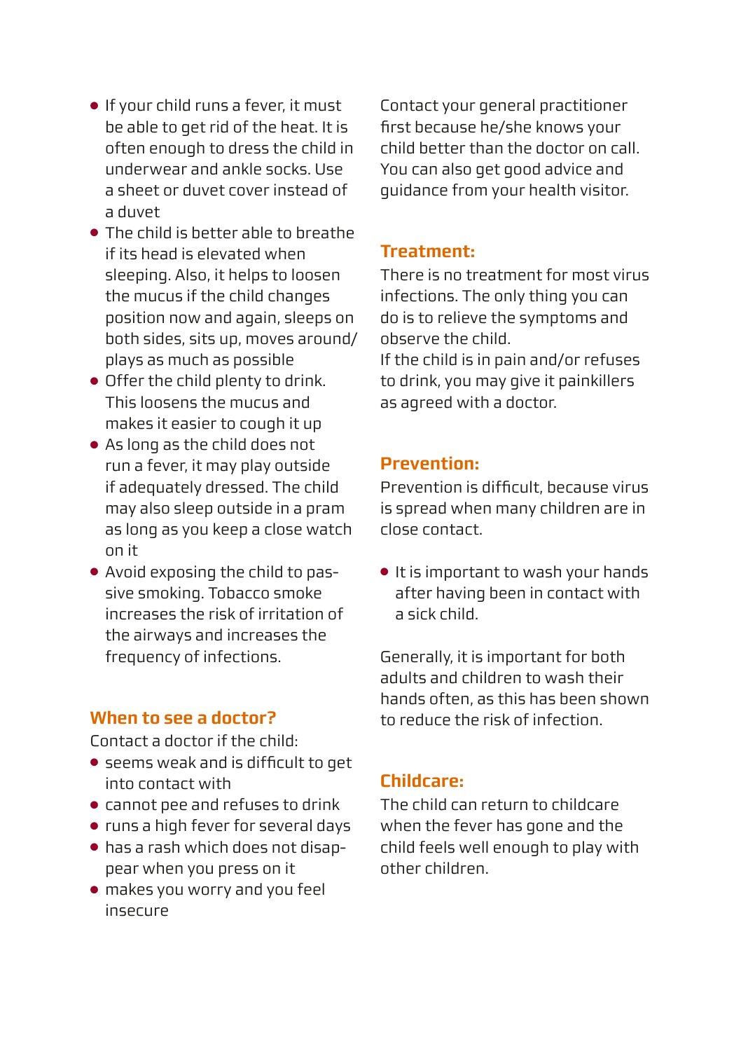- If your child runs a fever, it must be able to get rid of the heat. It is often enough to dress the child in underwear and ankle socks. Use a sheet or duvet cover instead of a duvet
- The child is better able to breathe if its head is elevated when sleeping. Also, it helps to loosen the mucus if the child changes position now and again, sleeps on both sides, sits up, moves around/ plays as much as possible
- Offer the child plenty to drink. This loosens the mucus and makes it easier to cough it up
- As long as the child does not run a fever, it may play outside if adequately dressed. The child may also sleep outside in a pram as long as you keep a close watch on it
- Avoid exposing the child to passive smoking. Tobacco smoke increases the risk of irritation of the airways and increases the frequency of infections.

## When to see a doctor?

Contact a doctor if the child:

- seems weak and is difficult to get into contact with
- cannot pee and refuses to drink
- runs a high fever for several days
- has a rash which does not disappear when you press on it
- makes you worry and you feel insecure

Contact your general practitioner first because he/she knows your child better than the doctor on call. You can also get good advice and guidance from your health visitor.

## Treatment:

There is no treatment for most virus infections. The only thing you can do is to relieve the symptoms and observe the child.
If the child is in pain and/or refuses to drink, you may give it painkillers as agreed with a doctor.

## Prevention:

Prevention is difficult, because virus is spread when many children are in close contact.

- It is important to wash your hands after having been in contact with a sick child.

Generally, it is important for both adults and children to wash their hands often, as this has been shown to reduce the risk of infection.

## Childcare:

The child can return to childcare when the fever has gone and the child feels well enough to play with other children.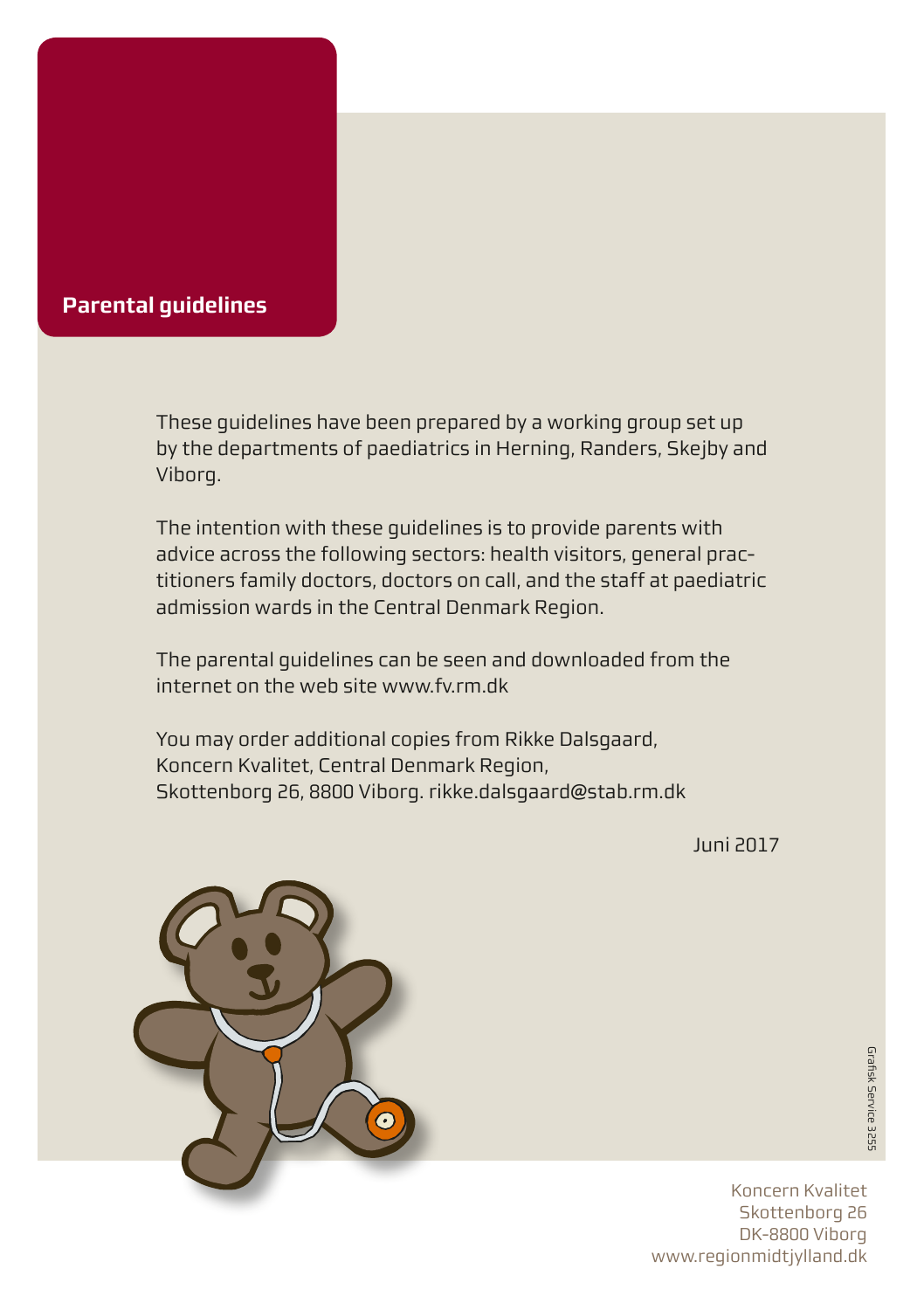## Parental guidelines

These guidelines have been prepared by a working group set up by the departments of paediatrics in Herning, Randers, Skejby and Viborg.

The intention with these guidelines is to provide parents with advice across the following sectors: health visitors, general practitioners family doctors, doctors on call, and the staff at paediatric admission wards in the Central Denmark Region.

The parental guidelines can be seen and downloaded from the internet on the web site www.fv.rm.dk

You may order additional copies from Rikke Dalsgaard,
Koncern Kvalitet, Central Denmark Region,
Skottenborg 26, 8800 Viborg. rikke.dalsgaard@stab.rm.dk

Juni 2017

Grafisk Service 3255

Koncern Kvalitet
Skottenborg 26
DK-8800 Viborg
www.regionmidtjylland.dk